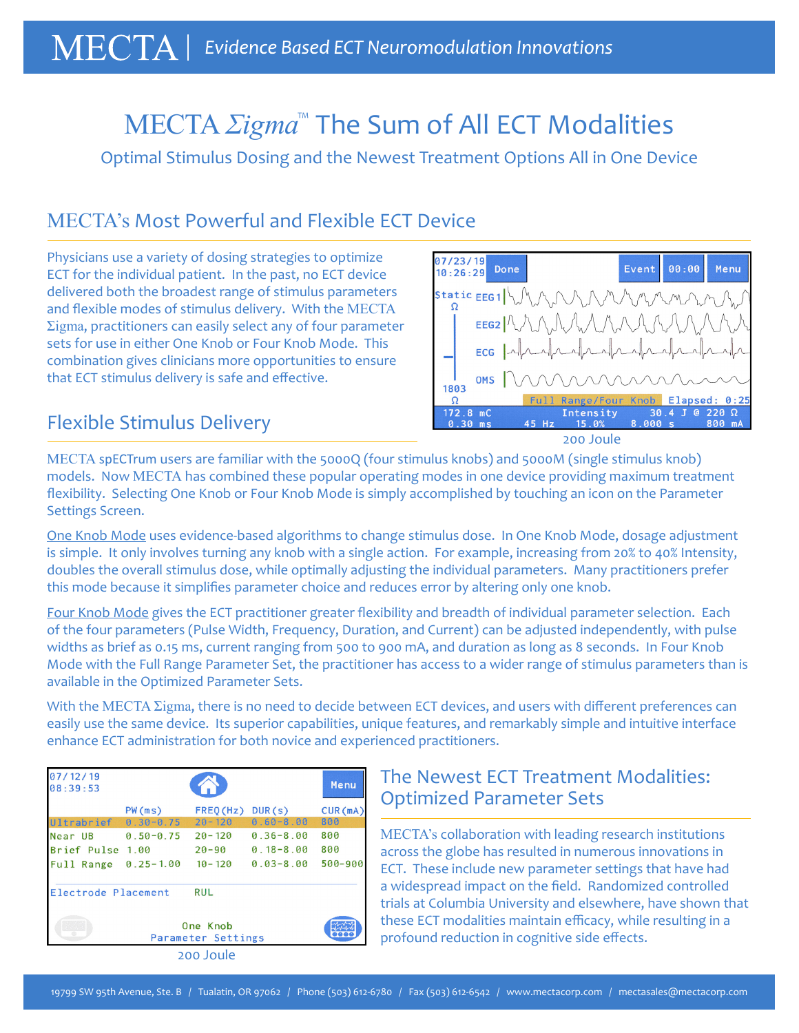# MECTA *Σigma*™ The Sum of All ECT Modalities

Optimal Stimulus Dosing and the Newest Treatment Options All in One Device

## MECTA's Most Powerful and Flexible ECT Device

Physicians use a variety of dosing strategies to optimize ECT for the individual patient. In the past, no ECT device delivered both the broadest range of stimulus parameters and flexible modes of stimulus delivery. With the MECTA Σigma, practitioners can easily select any of four parameter sets for use in either One Knob or Four Knob Mode. This combination gives clinicians more opportunities to ensure that ECT stimulus delivery is safe and effective.

200 Joule

## Flexible Stimulus Delivery

MECTA spECTrum users are familiar with the 5000Q (four stimulus knobs) and 5000M (single stimulus knob) models. Now MECTA has combined these popular operating modes in one device providing maximum treatment flexibility. Selecting One Knob or Four Knob Mode is simply accomplished by touching an icon on the Parameter Settings Screen.

One Knob Mode uses evidence-based algorithms to change stimulus dose. In One Knob Mode, dosage adjustment is simple. It only involves turning any knob with a single action. For example, increasing from 20% to 40% Intensity, doubles the overall stimulus dose, while optimally adjusting the individual parameters. Many practitioners prefer this mode because it simplifies parameter choice and reduces error by altering only one knob.

Four Knob Mode gives the ECT practitioner greater flexibility and breadth of individual parameter selection. Each of the four parameters (Pulse Width, Frequency, Duration, and Current) can be adjusted independently, with pulse widths as brief as 0.15 ms, current ranging from 500 to 900 mA, and duration as long as 8 seconds. In Four Knob Mode with the Full Range Parameter Set, the practitioner has access to a wider range of stimulus parameters than is available in the Optimized Parameter Sets.

With the MECTA Σigma, there is no need to decide between ECT devices, and users with different preferences can easily use the same device. Its superior capabilities, unique features, and remarkably simple and intuitive interface enhance ECT administration for both novice and experienced practitioners.

| | PW (ms) | FREQ (Hz) | DUR (s) | CUR (mA) |
|---|---|---|---|---|
| Ultrabrief | 0.30-0.75 | 20-120 | 0.60-8.00 | 800 |
| Near UB | 0.50-0.75 | 20-120 | 0.36-8.00 | 800 |
| Brief Pulse | 1.00 | 20-90 | 0.18-8.00 | 800 |
| Full Range | 0.25-1.00 | 10-120 | 0.03-8.00 | 500-900 |

200 Joule

## The Newest ECT Treatment Modalities: Optimized Parameter Sets

MECTA's collaboration with leading research institutions across the globe has resulted in numerous innovations in ECT. These include new parameter settings that have had a widespread impact on the field. Randomized controlled trials at Columbia University and elsewhere, have shown that these ECT modalities maintain efficacy, while resulting in a profound reduction in cognitive side effects.

19799 SW 95th Avenue, Ste. B / Tualatin, OR 97062 / Phone (503) 612-6780 / Fax (503) 612-6542 / www.mectacorp.com / mectasales@mectacorp.com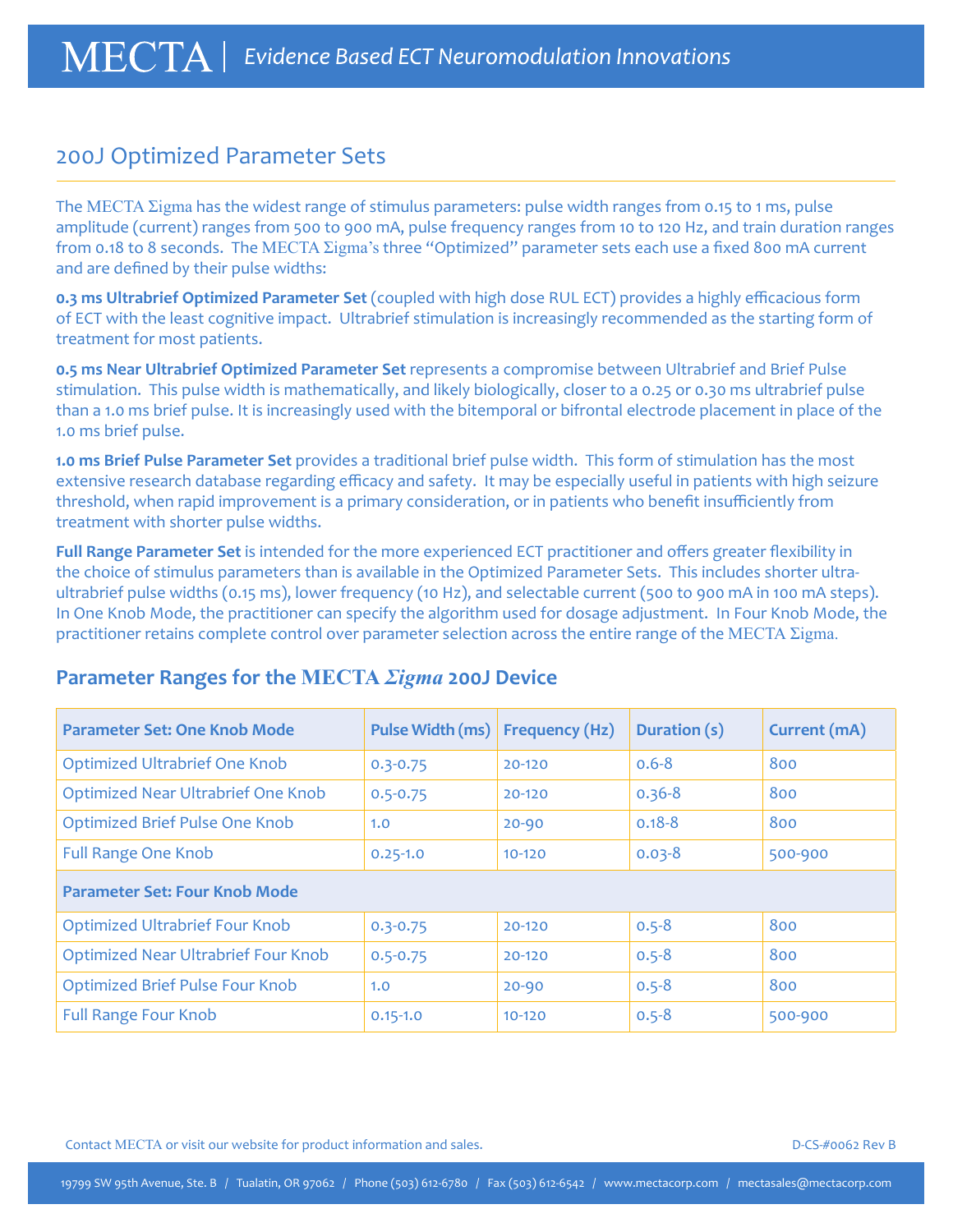MECTA | *Evidence Based ECT Neuromodulation Innovations*

## 200J Optimized Parameter Sets

The MECTA Σigma has the widest range of stimulus parameters: pulse width ranges from 0.15 to 1 ms, pulse amplitude (current) ranges from 500 to 900 mA, pulse frequency ranges from 10 to 120 Hz, and train duration ranges from 0.18 to 8 seconds. The MECTA Σigma's three "Optimized" parameter sets each use a fixed 800 mA current and are defined by their pulse widths:

**0.3 ms Ultrabrief Optimized Parameter Set** (coupled with high dose RUL ECT) provides a highly efficacious form of ECT with the least cognitive impact. Ultrabrief stimulation is increasingly recommended as the starting form of treatment for most patients.

**0.5 ms Near Ultrabrief Optimized Parameter Set** represents a compromise between Ultrabrief and Brief Pulse stimulation. This pulse width is mathematically, and likely biologically, closer to a 0.25 or 0.30 ms ultrabrief pulse than a 1.0 ms brief pulse. It is increasingly used with the bitemporal or bifrontal electrode placement in place of the 1.0 ms brief pulse.

**1.0 ms Brief Pulse Parameter Set** provides a traditional brief pulse width. This form of stimulation has the most extensive research database regarding efficacy and safety. It may be especially useful in patients with high seizure threshold, when rapid improvement is a primary consideration, or in patients who benefit insufficiently from treatment with shorter pulse widths.

**Full Range Parameter Set** is intended for the more experienced ECT practitioner and offers greater flexibility in the choice of stimulus parameters than is available in the Optimized Parameter Sets. This includes shorter ultra-ultrabrief pulse widths (0.15 ms), lower frequency (10 Hz), and selectable current (500 to 900 mA in 100 mA steps). In One Knob Mode, the practitioner can specify the algorithm used for dosage adjustment. In Four Knob Mode, the practitioner retains complete control over parameter selection across the entire range of the MECTA Σigma.

### Parameter Ranges for the MECTA *Σigma* 200J Device

| Parameter Set: One Knob Mode | Pulse Width (ms) | Frequency (Hz) | Duration (s) | Current (mA) |
|---|---|---|---|---|
| Optimized Ultrabrief One Knob | 0.3-0.75 | 20-120 | 0.6-8 | 800 |
| Optimized Near Ultrabrief One Knob | 0.5-0.75 | 20-120 | 0.36-8 | 800 |
| Optimized Brief Pulse One Knob | 1.0 | 20-90 | 0.18-8 | 800 |
| Full Range One Knob | 0.25-1.0 | 10-120 | 0.03-8 | 500-900 |
| **Parameter Set: Four Knob Mode** | | | | |
| Optimized Ultrabrief Four Knob | 0.3-0.75 | 20-120 | 0.5-8 | 800 |
| Optimized Near Ultrabrief Four Knob | 0.5-0.75 | 20-120 | 0.5-8 | 800 |
| Optimized Brief Pulse Four Knob | 1.0 | 20-90 | 0.5-8 | 800 |
| Full Range Four Knob | 0.15-1.0 | 10-120 | 0.5-8 | 500-900 |

Contact MECTA or visit our website for product information and sales.

D-CS-#0062 Rev B

19799 SW 95th Avenue, Ste. B / Tualatin, OR 97062 / Phone (503) 612-6780 / Fax (503) 612-6542 / www.mectacorp.com / mectasales@mectacorp.com